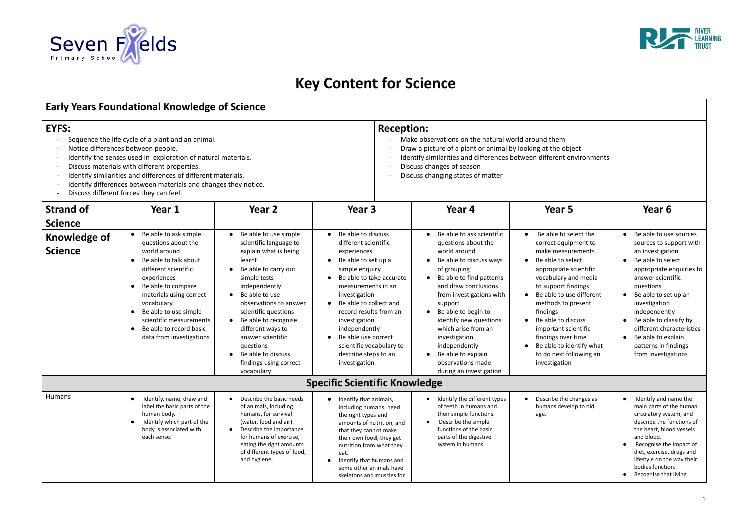# Key Content for Science

## Early Years Foundational Knowledge of Science

**EYFS:**

- Sequence the life cycle of a plant and an animal.
- Notice differences between people.
- Identify the senses used in exploration of natural materials.
- Discuss materials with different properties.
- Identify similarities and differences of different materials.
- Identify differences between materials and changes they notice.
- Discuss different forces they can feel.

**Reception:**

- Make observations on the natural world around them
- Draw a picture of a plant or animal by looking at the object
- Identify similarities and differences between different environments
- Discuss changes of season
- Discuss changing states of matter

| Strand of Science | Year 1 | Year 2 | Year 3 | Year 4 | Year 5 | Year 6 |
|---|---|---|---|---|---|---|
| **Knowledge of Science** | • Be able to ask simple questions about the world around<br>• Be able to talk about different scientific experiences<br>• Be able to compare materials using correct vocabulary<br>• Be able to use simple scientific measurements<br>• Be able to record basic data from investigations | • Be able to use simple scientific language to explain what is being learnt<br>• Be able to carry out simple tests independently<br>• Be able to use observations to answer scientific questions<br>• Be able to recognise different ways to answer scientific questions<br>• Be able to discuss findings using correct vocabulary | • Be able to discuss different scientific experiences<br>• Be able to set up a simple enquiry<br>• Be able to take accurate measurements in an investigation<br>• Be able to collect and record results from an investigation independently<br>• Be able use correct scientific vocabulary to describe steps to an investigation | • Be able to ask scientific questions about the world around<br>• Be able to discuss ways of grouping<br>• Be able to find patterns and draw conclusions from investigations with support<br>• Be able to begin to identify new questions which arise from an investigation independently<br>• Be able to explain observations made during an investigation | • Be able to select the correct equipment to make measurements<br>• Be able to select appropriate scientific vocabulary and media to support findings<br>• Be able to use different methods to present findings<br>• Be able to discuss important scientific findings over time<br>• Be able to identify what to do next following an investigation | • Be able to use sources sources to support with an investigation<br>• Be able to select appropriate enquiries to answer scientific questions<br>• Be able to set up an investigation independently<br>• Be able to classify by different characteristics<br>• Be able to explain patterns in findings from investigations |
| **Specific Scientific Knowledge** | | | | | | |
| Humans | • Identify, name, draw and label the basic parts of the human body.<br>• Identify which part of the body is associated with each sense. | • Describe the basic needs of animals, including humans, for survival (water, food and air).<br>• Describe the importance for humans of exercise, eating the right amounts of different types of food, and hygiene. | • Identify that animals, including humans, need the right types and amounts of nutrition, and that they cannot make their own food, they get nutrition from what they eat.<br>• Identify that humans and some other animals have skeletons and muscles for | • Identify the different types of teeth in humans and their simple functions.<br>• Describe the simple functions of the basic parts of the digestive system in humans. | • Describe the changes as humans develop to old age. | • Identify and name the main parts of the human circulatory system, and describe the functions of the heart, blood vessels and blood.<br>• Recognise the impact of diet, exercise, drugs and lifestyle on the way their bodies function.<br>• Recognise that living |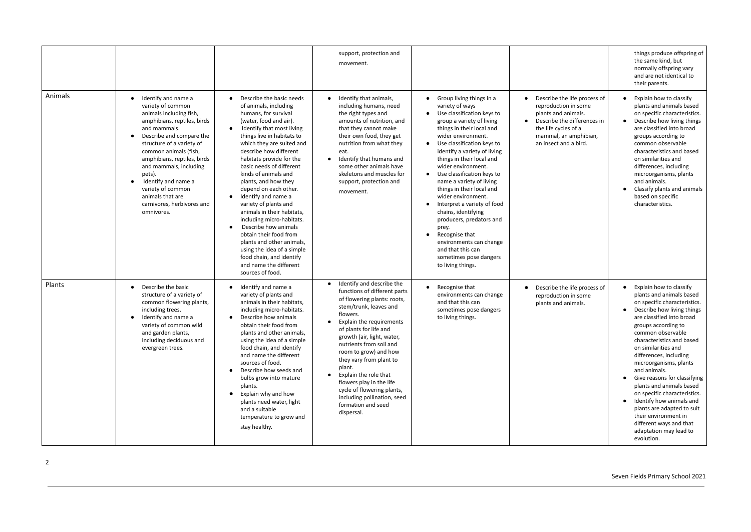|  |  |  | support, protection and movement. |  |  | things produce offspring of the same kind, but normally offspring vary and are not identical to their parents. |
|---|---|---|---|---|---|---|
| Animals | • Identify and name a variety of common animals including fish, amphibians, reptiles, birds and mammals.<br>• Describe and compare the structure of a variety of common animals (fish, amphibians, reptiles, birds and mammals, including pets).<br>• Identify and name a variety of common animals that are carnivores, herbivores and omnivores. | • Describe the basic needs of animals, including humans, for survival (water, food and air).<br>• Identify that most living things live in habitats to which they are suited and describe how different habitats provide for the basic needs of different kinds of animals and plants, and how they depend on each other.<br>• Identify and name a variety of plants and animals in their habitats, including micro-habitats.<br>• Describe how animals obtain their food from plants and other animals, using the idea of a simple food chain, and identify and name the different sources of food. | • Identify that animals, including humans, need the right types and amounts of nutrition, and that they cannot make their own food, they get nutrition from what they eat.<br>• Identify that humans and some other animals have skeletons and muscles for support, protection and movement. | • Group living things in a variety of ways<br>• Use classification keys to group a variety of living things in their local and wider environment.<br>• Use classification keys to identify a variety of living things in their local and wider environment.<br>• Use classification keys to name a variety of living things in their local and wider environment.<br>• Interpret a variety of food chains, identifying producers, predators and prey.<br>• Recognise that environments can change and that this can sometimes pose dangers to living things. | • Describe the life process of reproduction in some plants and animals.<br>• Describe the differences in the life cycles of a mammal, an amphibian, an insect and a bird. | • Explain how to classify plants and animals based on specific characteristics.<br>• Describe how living things are classified into broad groups according to common observable characteristics and based on similarities and differences, including microorganisms, plants and animals.<br>• Classify plants and animals based on specific characteristics. |
| Plants | • Describe the basic structure of a variety of common flowering plants, including trees.<br>• Identify and name a variety of common wild and garden plants, including deciduous and evergreen trees. | • Identify and name a variety of plants and animals in their habitats, including micro-habitats.<br>• Describe how animals obtain their food from plants and other animals, using the idea of a simple food chain, and identify and name the different sources of food.<br>• Describe how seeds and bulbs grow into mature plants.<br>• Explain why and how plants need water, light and a suitable temperature to grow and stay healthy. | • Identify and describe the functions of different parts of flowering plants: roots, stem/trunk, leaves and flowers.<br>• Explain the requirements of plants for life and growth (air, light, water, nutrients from soil and room to grow) and how they vary from plant to plant.<br>• Explain the role that flowers play in the life cycle of flowering plants, including pollination, seed formation and seed dispersal. | • Recognise that environments can change and that this can sometimes pose dangers to living things. | • Describe the life process of reproduction in some plants and animals. | • Explain how to classify plants and animals based on specific characteristics.<br>• Describe how living things are classified into broad groups according to common observable characteristics and based on similarities and differences, including microorganisms, plants and animals.<br>• Give reasons for classifying plants and animals based on specific characteristics.<br>• Identify how animals and plants are adapted to suit their environment in different ways and that adaptation may lead to evolution. |

Seven Fields Primary School 2021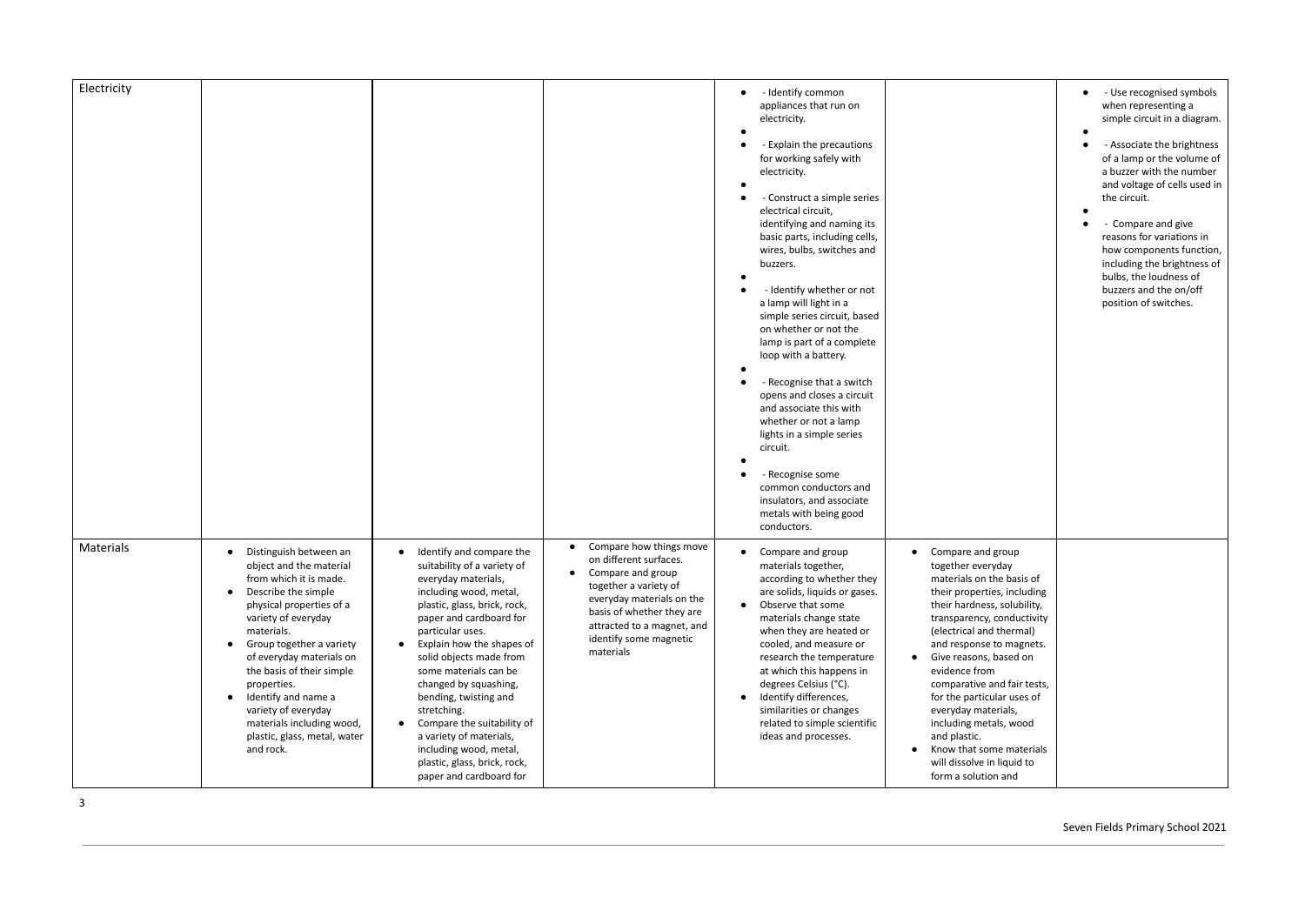| Electricity | | | | ● - Identify common appliances that run on electricity.<br>●<br>● - Explain the precautions for working safely with electricity.<br>●<br>● - Construct a simple series electrical circuit, identifying and naming its basic parts, including cells, wires, bulbs, switches and buzzers.<br>●<br>● - Identify whether or not a lamp will light in a simple series circuit, based on whether or not the lamp is part of a complete loop with a battery.<br>●<br>● - Recognise that a switch opens and closes a circuit and associate this with whether or not a lamp lights in a simple series circuit.<br>●<br>● - Recognise some common conductors and insulators, and associate metals with being good conductors. | | ● - Use recognised symbols when representing a simple circuit in a diagram.<br>●<br>● - Associate the brightness of a lamp or the volume of a buzzer with the number and voltage of cells used in the circuit.<br>●<br>● - Compare and give reasons for variations in how components function, including the brightness of bulbs, the loudness of buzzers and the on/off position of switches. |
|---|---|---|---|---|---|---|
| Materials | ● Distinguish between an object and the material from which it is made.<br>● Describe the simple physical properties of a variety of everyday materials.<br>● Group together a variety of everyday materials on the basis of their simple properties.<br>● Identify and name a variety of everyday materials including wood, plastic, glass, metal, water and rock. | ● Identify and compare the suitability of a variety of everyday materials, including wood, metal, plastic, glass, brick, rock, paper and cardboard for particular uses.<br>● Explain how the shapes of solid objects made from some materials can be changed by squashing, bending, twisting and stretching.<br>● Compare the suitability of a variety of materials, including wood, metal, plastic, glass, brick, rock, paper and cardboard for | ● Compare how things move on different surfaces.<br>● Compare and group together a variety of everyday materials on the basis of whether they are attracted to a magnet, and identify some magnetic materials | ● Compare and group materials together, according to whether they are solids, liquids or gases.<br>● Observe that some materials change state when they are heated or cooled, and measure or research the temperature at which this happens in degrees Celsius (°C).<br>● Identify differences, similarities or changes related to simple scientific ideas and processes. | ● Compare and group together everyday materials on the basis of their properties, including their hardness, solubility, transparency, conductivity (electrical and thermal) and response to magnets.<br>● Give reasons, based on evidence from comparative and fair tests, for the particular uses of everyday materials, including metals, wood and plastic.<br>● Know that some materials will dissolve in liquid to form a solution and | |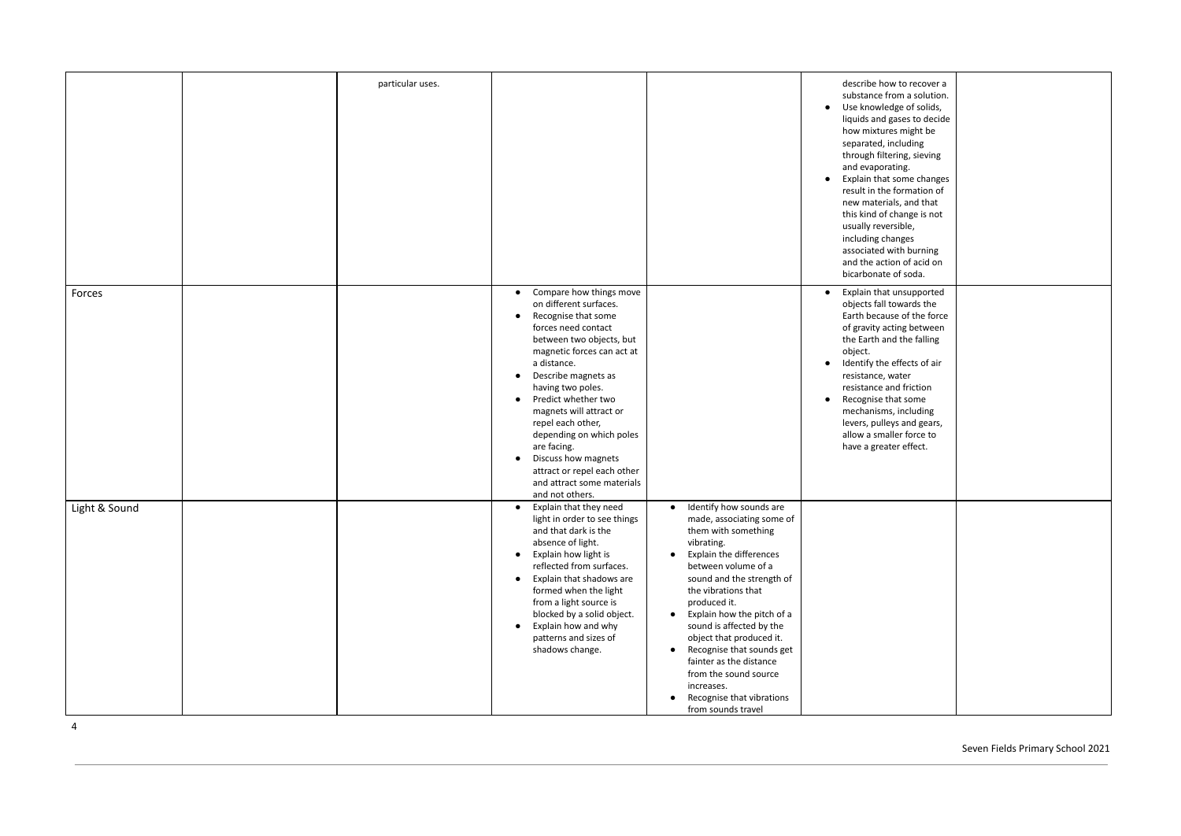| | | | | | | |
|---|---|---|---|---|---|---|
| | | particular uses. | | | describe how to recover a substance from a solution.<br>• Use knowledge of solids, liquids and gases to decide how mixtures might be separated, including through filtering, sieving and evaporating.<br>• Explain that some changes result in the formation of new materials, and that this kind of change is not usually reversible, including changes associated with burning and the action of acid on bicarbonate of soda. | |
| Forces | | | • Compare how things move on different surfaces.<br>• Recognise that some forces need contact between two objects, but magnetic forces can act at a distance.<br>• Describe magnets as having two poles.<br>• Predict whether two magnets will attract or repel each other, depending on which poles are facing.<br>• Discuss how magnets attract or repel each other and attract some materials and not others. | | • Explain that unsupported objects fall towards the Earth because of the force of gravity acting between the Earth and the falling object.<br>• Identify the effects of air resistance, water resistance and friction<br>• Recognise that some mechanisms, including levers, pulleys and gears, allow a smaller force to have a greater effect. | |
| Light & Sound | | | • Explain that they need light in order to see things and that dark is the absence of light.<br>• Explain how light is reflected from surfaces.<br>• Explain that shadows are formed when the light from a light source is blocked by a solid object.<br>• Explain how and why patterns and sizes of shadows change. | • Identify how sounds are made, associating some of them with something vibrating.<br>• Explain the differences between volume of a sound and the strength of the vibrations that produced it.<br>• Explain how the pitch of a sound is affected by the object that produced it.<br>• Recognise that sounds get fainter as the distance from the sound source increases.<br>• Recognise that vibrations from sounds travel | | |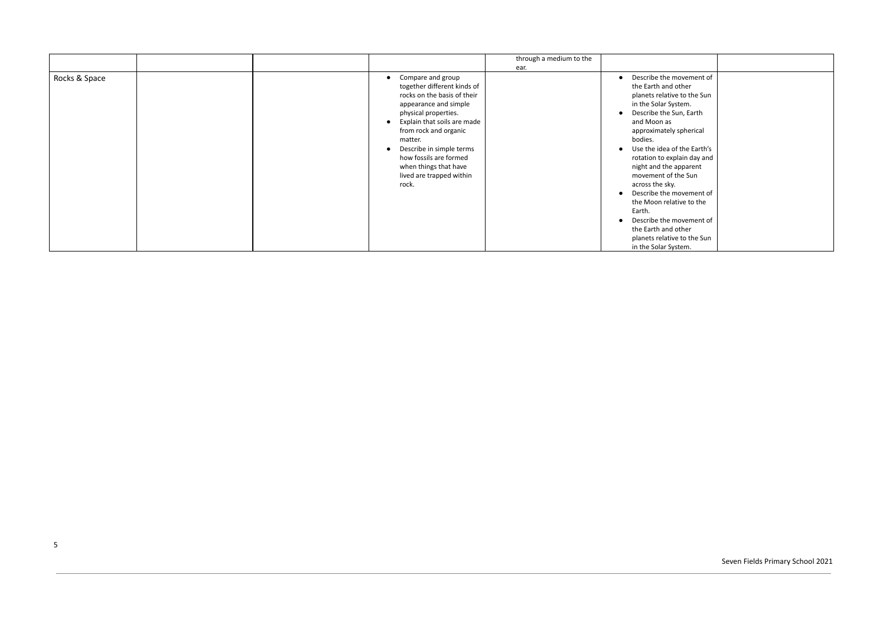| | | | | | | |
|---|---|---|---|---|---|---|
| | | | | through a medium to the ear. | | |
| Rocks & Space | | | • Compare and group together different kinds of rocks on the basis of their appearance and simple physical properties.<br>• Explain that soils are made from rock and organic matter.<br>• Describe in simple terms how fossils are formed when things that have lived are trapped within rock. | | • Describe the movement of the Earth and other planets relative to the Sun in the Solar System.<br>• Describe the Sun, Earth and Moon as approximately spherical bodies.<br>• Use the idea of the Earth's rotation to explain day and night and the apparent movement of the Sun across the sky.<br>• Describe the movement of the Moon relative to the Earth.<br>• Describe the movement of the Earth and other planets relative to the Sun in the Solar System. | |